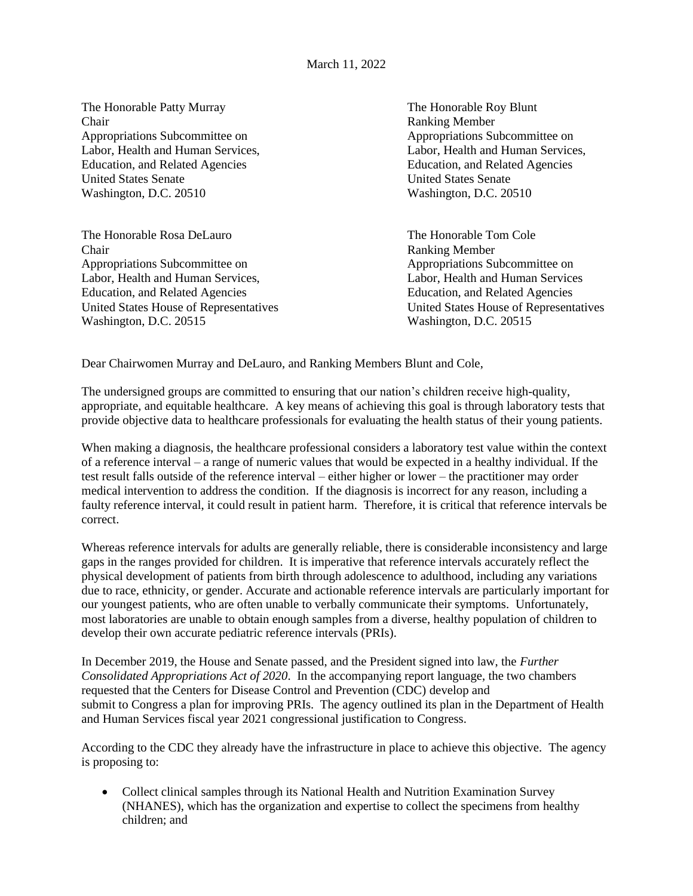March 11, 2022

The Honorable Patty Murray
Chair
Appropriations Subcommittee on
Labor, Health and Human Services,
Education, and Related Agencies
United States Senate
Washington, D.C. 20510

The Honorable Roy Blunt
Ranking Member
Appropriations Subcommittee on
Labor, Health and Human Services,
Education, and Related Agencies
United States Senate
Washington, D.C. 20510

The Honorable Rosa DeLauro
Chair
Appropriations Subcommittee on
Labor, Health and Human Services,
Education, and Related Agencies
United States House of Representatives
Washington, D.C. 20515

The Honorable Tom Cole
Ranking Member
Appropriations Subcommittee on
Labor, Health and Human Services
Education, and Related Agencies
United States House of Representatives
Washington, D.C. 20515

Dear Chairwomen Murray and DeLauro, and Ranking Members Blunt and Cole,

The undersigned groups are committed to ensuring that our nation's children receive high-quality, appropriate, and equitable healthcare. A key means of achieving this goal is through laboratory tests that provide objective data to healthcare professionals for evaluating the health status of their young patients.

When making a diagnosis, the healthcare professional considers a laboratory test value within the context of a reference interval – a range of numeric values that would be expected in a healthy individual. If the test result falls outside of the reference interval – either higher or lower – the practitioner may order medical intervention to address the condition. If the diagnosis is incorrect for any reason, including a faulty reference interval, it could result in patient harm. Therefore, it is critical that reference intervals be correct.

Whereas reference intervals for adults are generally reliable, there is considerable inconsistency and large gaps in the ranges provided for children. It is imperative that reference intervals accurately reflect the physical development of patients from birth through adolescence to adulthood, including any variations due to race, ethnicity, or gender. Accurate and actionable reference intervals are particularly important for our youngest patients, who are often unable to verbally communicate their symptoms. Unfortunately, most laboratories are unable to obtain enough samples from a diverse, healthy population of children to develop their own accurate pediatric reference intervals (PRIs).

In December 2019, the House and Senate passed, and the President signed into law, the *Further Consolidated Appropriations Act of 2020*. In the accompanying report language, the two chambers requested that the Centers for Disease Control and Prevention (CDC) develop and submit to Congress a plan for improving PRIs. The agency outlined its plan in the Department of Health and Human Services fiscal year 2021 congressional justification to Congress.

According to the CDC they already have the infrastructure in place to achieve this objective. The agency is proposing to:

- Collect clinical samples through its National Health and Nutrition Examination Survey (NHANES), which has the organization and expertise to collect the specimens from healthy children; and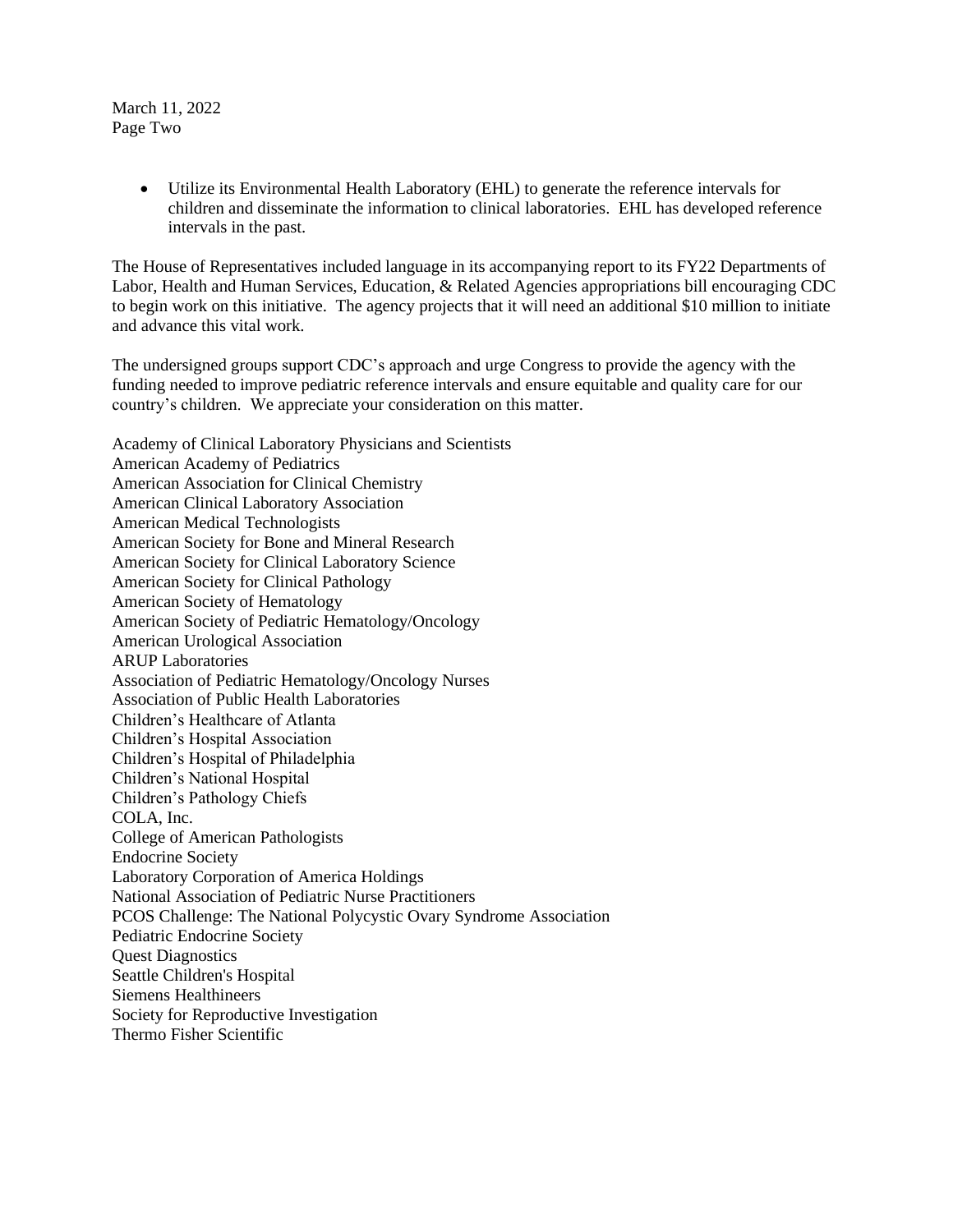- Utilize its Environmental Health Laboratory (EHL) to generate the reference intervals for children and disseminate the information to clinical laboratories. EHL has developed reference intervals in the past.

The House of Representatives included language in its accompanying report to its FY22 Departments of Labor, Health and Human Services, Education, & Related Agencies appropriations bill encouraging CDC to begin work on this initiative. The agency projects that it will need an additional $10 million to initiate and advance this vital work.

The undersigned groups support CDC's approach and urge Congress to provide the agency with the funding needed to improve pediatric reference intervals and ensure equitable and quality care for our country's children. We appreciate your consideration on this matter.

Academy of Clinical Laboratory Physicians and Scientists
American Academy of Pediatrics
American Association for Clinical Chemistry
American Clinical Laboratory Association
American Medical Technologists
American Society for Bone and Mineral Research
American Society for Clinical Laboratory Science
American Society for Clinical Pathology
American Society of Hematology
American Society of Pediatric Hematology/Oncology
American Urological Association
ARUP Laboratories
Association of Pediatric Hematology/Oncology Nurses
Association of Public Health Laboratories
Children's Healthcare of Atlanta
Children's Hospital Association
Children's Hospital of Philadelphia
Children's National Hospital
Children's Pathology Chiefs
COLA, Inc.
College of American Pathologists
Endocrine Society
Laboratory Corporation of America Holdings
National Association of Pediatric Nurse Practitioners
PCOS Challenge: The National Polycystic Ovary Syndrome Association
Pediatric Endocrine Society
Quest Diagnostics
Seattle Children's Hospital
Siemens Healthineers
Society for Reproductive Investigation
Thermo Fisher Scientific